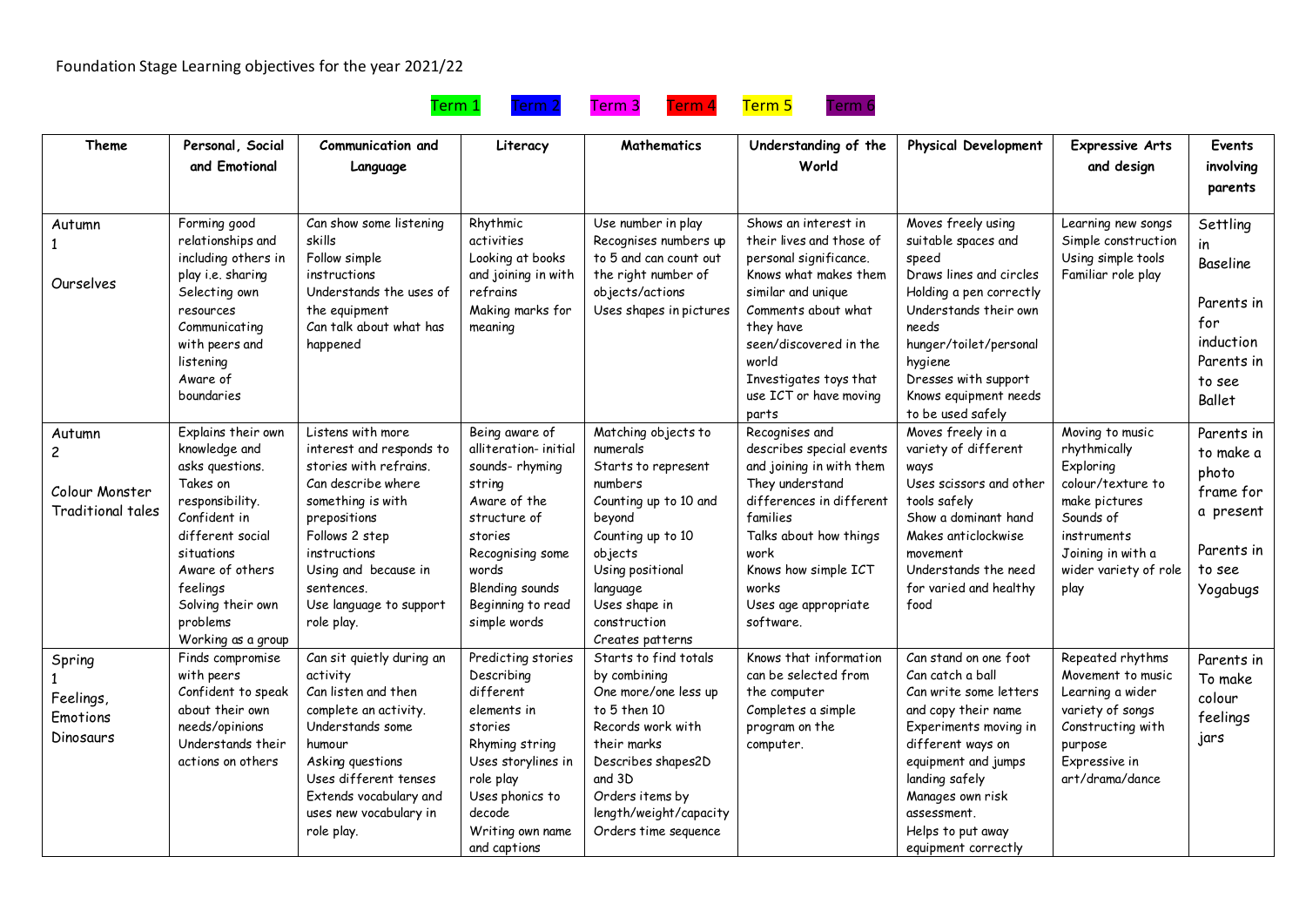Foundation Stage Learning objectives for the year 2021/22

Term 1 Term 2 Term 3 Term 4 Term 5 Term 6

| Theme | Personal, Social and Emotional | Communication and Language | Literacy | Mathematics | Understanding of the World | Physical Development | Expressive Arts and design | Events involving parents |
|---|---|---|---|---|---|---|---|---|
| Autumn 1<br><br>Ourselves | Forming good relationships and including others in play i.e. sharing<br>Selecting own resources<br>Communicating with peers and listening<br>Aware of boundaries | Can show some listening skills<br>Follow simple instructions<br>Understands the uses of the equipment<br>Can talk about what has happened | Rhythmic activities<br>Looking at books and joining in with refrains<br>Making marks for meaning | Use number in play<br>Recognises numbers up to 5 and can count out the right number of objects/actions<br>Uses shapes in pictures | Shows an interest in their lives and those of personal significance.<br>Knows what makes them similar and unique<br>Comments about what they have seen/discovered in the world<br>Investigates toys that use ICT or have moving parts | Moves freely using suitable spaces and speed<br>Draws lines and circles<br>Holding a pen correctly<br>Understands their own needs hunger/toilet/personal hygiene<br>Dresses with support<br>Knows equipment needs to be used safely | Learning new songs<br>Simple construction<br>Using simple tools<br>Familiar role play | Settling in<br>Baseline<br><br>Parents in for induction<br>Parents in to see Ballet |
| Autumn 2<br><br>Colour Monster<br>Traditional tales | Explains their own knowledge and asks questions.<br>Takes on responsibility.<br>Confident in different social situations<br>Aware of others feelings<br>Solving their own problems<br>Working as a group | Listens with more interest and responds to stories with refrains.<br>Can describe where something is with prepositions<br>Follows 2 step instructions<br>Using and because in sentences.<br>Use language to support role play. | Being aware of alliteration- initial sounds- rhyming string<br>Aware of the structure of stories<br>Recognising some words<br>Blending sounds<br>Beginning to read simple words | Matching objects to numerals<br>Starts to represent numbers<br>Counting up to 10 and beyond<br>Counting up to 10 objects<br>Using positional language<br>Uses shape in construction<br>Creates patterns | Recognises and describes special events and joining in with them<br>They understand differences in different families<br>Talks about how things work<br>Knows how simple ICT works<br>Uses age appropriate software. | Moves freely in a variety of different ways<br>Uses scissors and other tools safely<br>Show a dominant hand<br>Makes anticlockwise movement<br>Understands the need for varied and healthy food | Moving to music rhythmically<br>Exploring colour/texture to make pictures<br>Sounds of instruments<br>Joining in with a wider variety of role play | Parents in to make a photo frame for a present<br><br>Parents in to see Yogabugs |
| Spring 1<br>Feelings, Emotions<br>Dinosaurs | Finds compromise with peers<br>Confident to speak about their own needs/opinions<br>Understands their actions on others | Can sit quietly during an activity<br>Can listen and then complete an activity.<br>Understands some humour<br>Asking questions<br>Uses different tenses<br>Extends vocabulary and uses new vocabulary in role play. | Predicting stories<br>Describing different elements in stories<br>Rhyming string<br>Uses storylines in role play<br>Uses phonics to decode<br>Writing own name and captions | Starts to find totals by combining<br>One more/one less up to 5 then 10<br>Records work with their marks<br>Describes shapes2D and 3D<br>Orders items by length/weight/capacity<br>Orders time sequence | Knows that information can be selected from the computer<br>Completes a simple program on the computer. | Can stand on one foot<br>Can catch a ball<br>Can write some letters and copy their name<br>Experiments moving in different ways on equipment and jumps landing safely<br>Manages own risk assessment.<br>Helps to put away equipment correctly | Repeated rhythms<br>Movement to music<br>Learning a wider variety of songs<br>Constructing with purpose<br>Expressive in art/drama/dance | Parents in To make colour feelings jars |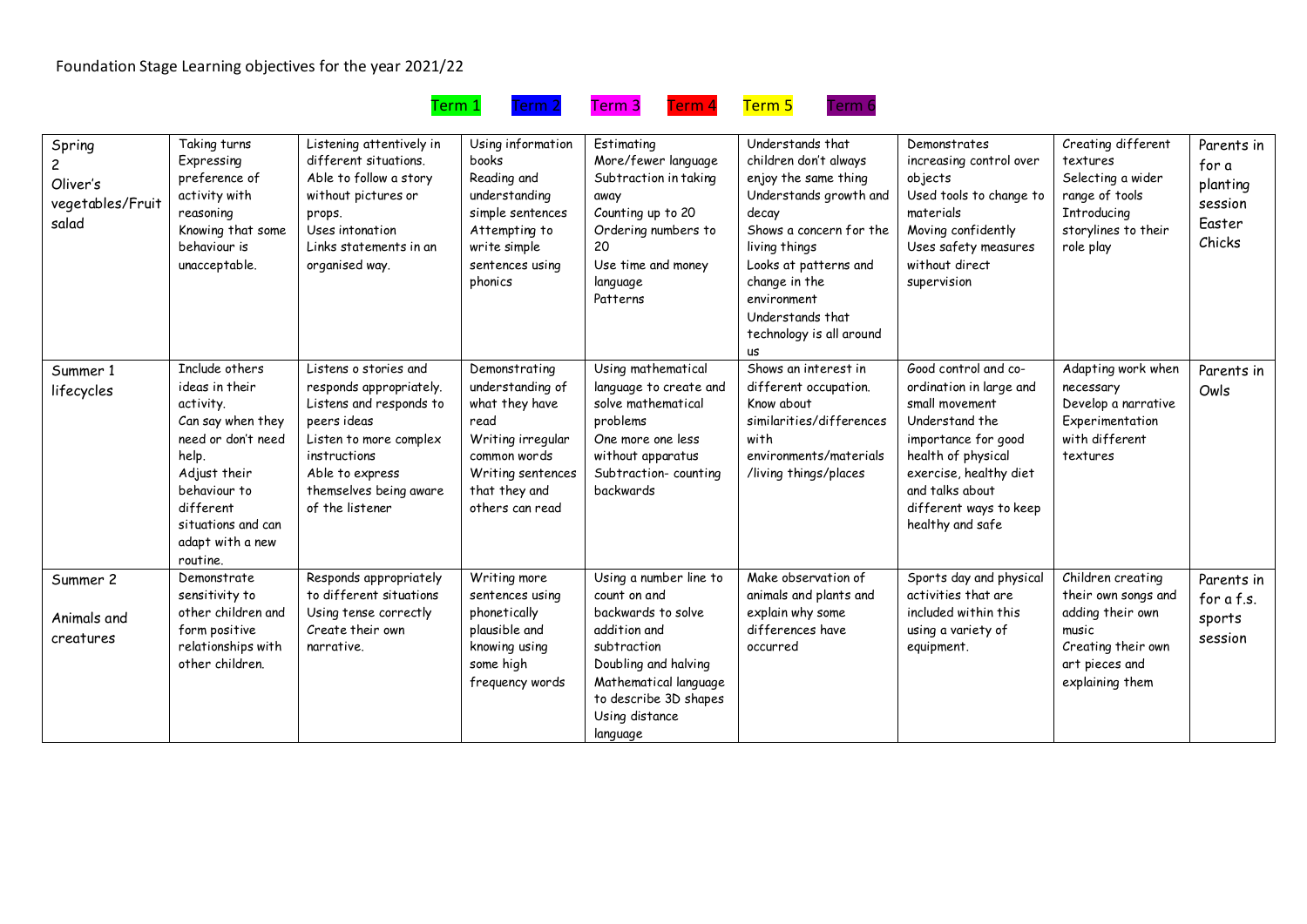Foundation Stage Learning objectives for the year 2021/22

Term 1 Term 2 Term 3 Term 4 Term 5 Term 6

| | | | | | | | | |
|---|---|---|---|---|---|---|---|---|
| Spring 2<br>Oliver's vegetables/Fruit salad | Taking turns<br>Expressing preference of activity with reasoning<br>Knowing that some behaviour is unacceptable. | Listening attentively in different situations.<br>Able to follow a story without pictures or props.<br>Uses intonation<br>Links statements in an organised way. | Using information books<br>Reading and understanding simple sentences<br>Attempting to write simple sentences using phonics | Estimating<br>More/fewer language<br>Subtraction in taking away<br>Counting up to 20<br>Ordering numbers to 20<br>Use time and money language<br>Patterns | Understands that children don't always enjoy the same thing<br>Understands growth and decay<br>Shows a concern for the living things<br>Looks at patterns and change in the environment<br>Understands that technology is all around us | Demonstrates increasing control over objects<br>Used tools to change to materials<br>Moving confidently<br>Uses safety measures without direct supervision | Creating different textures<br>Selecting a wider range of tools<br>Introducing storylines to their role play | Parents in for a planting session<br>Easter Chicks |
| Summer 1<br>lifecycles | Include others ideas in their activity.<br>Can say when they need or don't need help.<br>Adjust their behaviour to different situations and can adapt with a new routine. | Listens o stories and responds appropriately.<br>Listens and responds to peers ideas<br>Listen to more complex instructions<br>Able to express themselves being aware of the listener | Demonstrating understanding of what they have read<br>Writing irregular common words<br>Writing sentences that they and others can read | Using mathematical language to create and solve mathematical problems<br>One more one less without apparatus<br>Subtraction- counting backwards | Shows an interest in different occupation.<br>Know about similarities/differences with environments/materials /living things/places | Good control and co-ordination in large and small movement<br>Understand the importance for good health of physical exercise, healthy diet and talks about different ways to keep healthy and safe | Adapting work when necessary<br>Develop a narrative<br>Experimentation with different textures | Parents in Owls |
| Summer 2<br><br>Animals and creatures | Demonstrate sensitivity to other children and form positive relationships with other children. | Responds appropriately to different situations<br>Using tense correctly<br>Create their own narrative. | Writing more sentences using phonetically plausible and knowing using some high frequency words | Using a number line to count on and backwards to solve addition and subtraction<br>Doubling and halving<br>Mathematical language to describe 3D shapes<br>Using distance language | Make observation of animals and plants and explain why some differences have occurred | Sports day and physical activities that are included within this using a variety of equipment. | Children creating their own songs and adding their own music<br>Creating their own art pieces and explaining them | Parents in for a f.s. sports session |